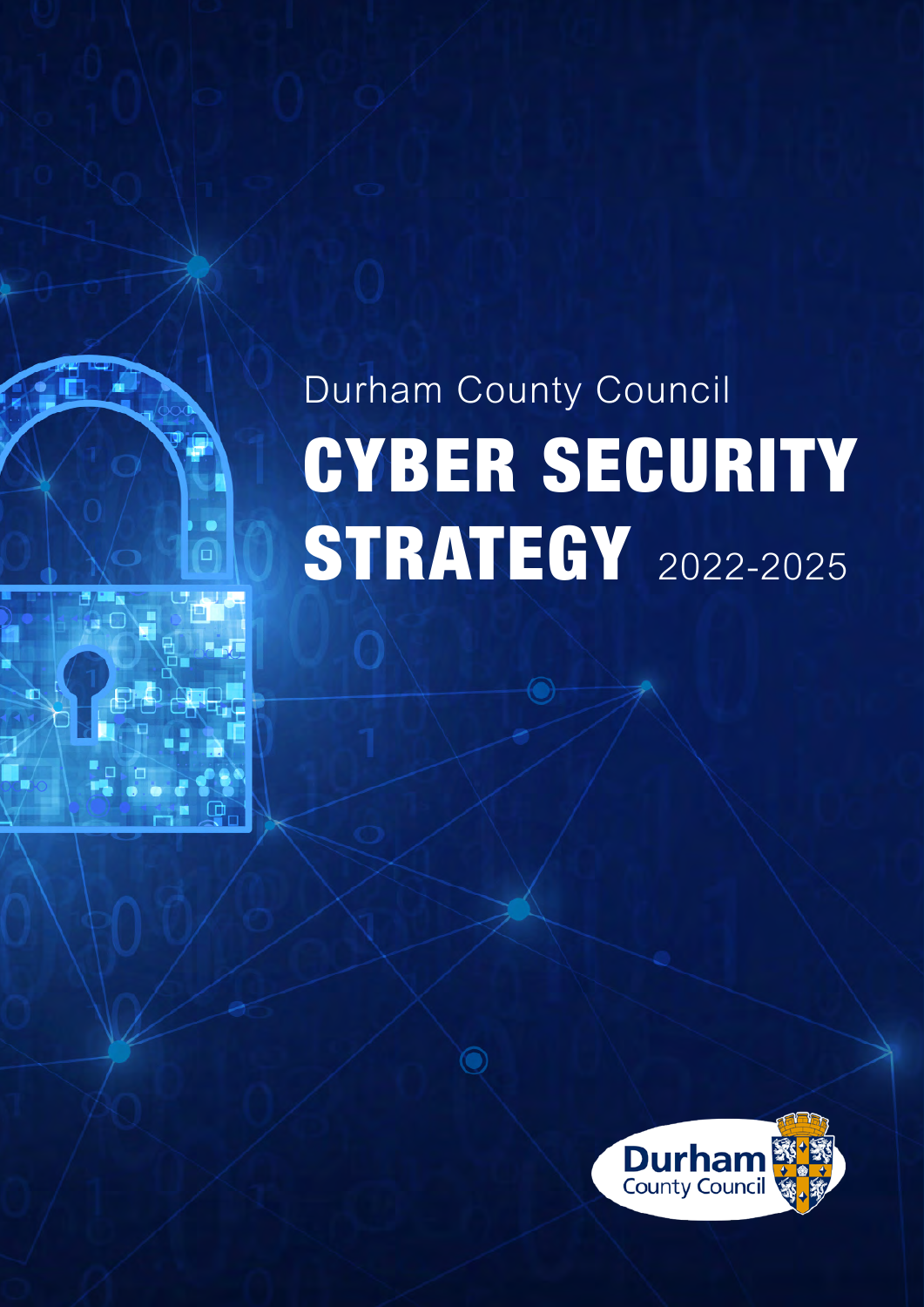Durham County Council

# CYBER SECURITY STRATEGY 2022-2025

Durham County Council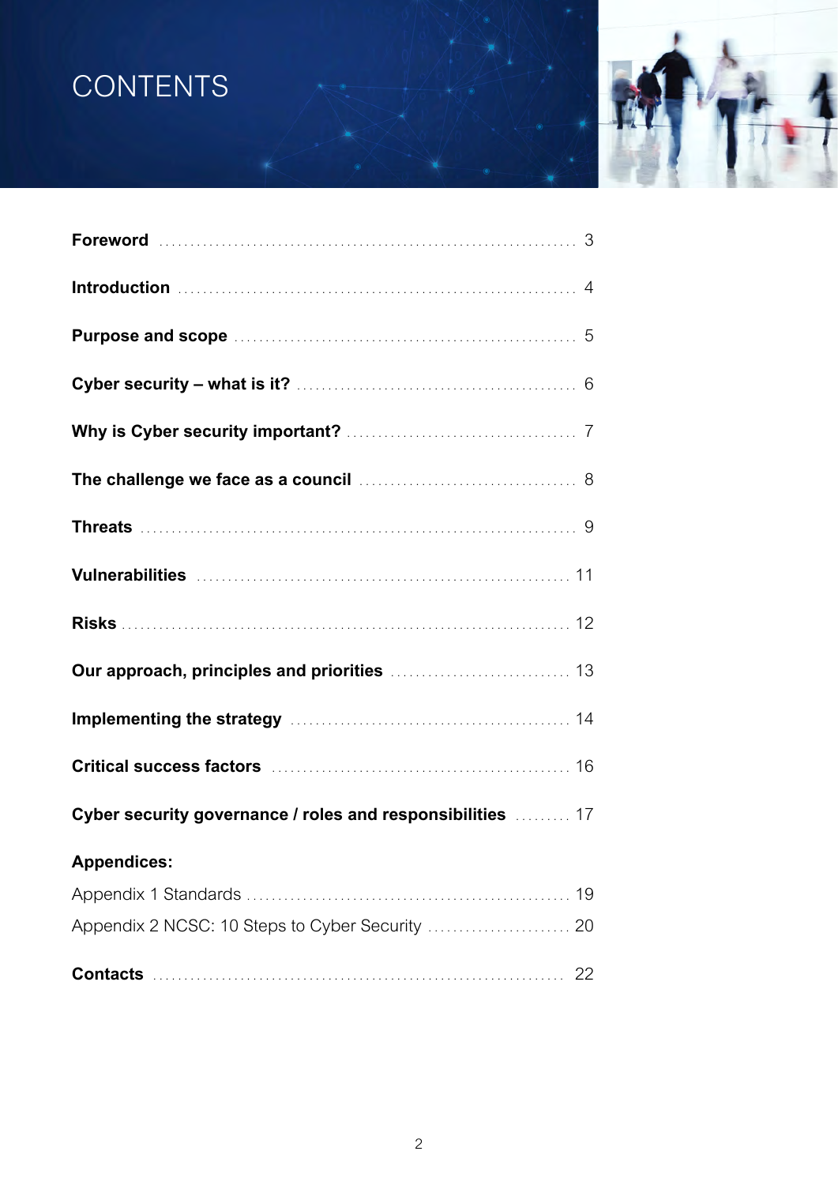# CONTENTS

| | |
|---|---|
| **Foreword** | 3 |
| **Introduction** | 4 |
| **Purpose and scope** | 5 |
| **Cyber security – what is it?** | 6 |
| **Why is Cyber security important?** | 7 |
| **The challenge we face as a council** | 8 |
| **Threats** | 9 |
| **Vulnerabilities** | 11 |
| **Risks** | 12 |
| **Our approach, principles and priorities** | 13 |
| **Implementing the strategy** | 14 |
| **Critical success factors** | 16 |
| **Cyber security governance / roles and responsibilities** | 17 |
| **Appendices:** | |
| Appendix 1 Standards | 19 |
| Appendix 2 NCSC: 10 Steps to Cyber Security | 20 |
| **Contacts** | 22 |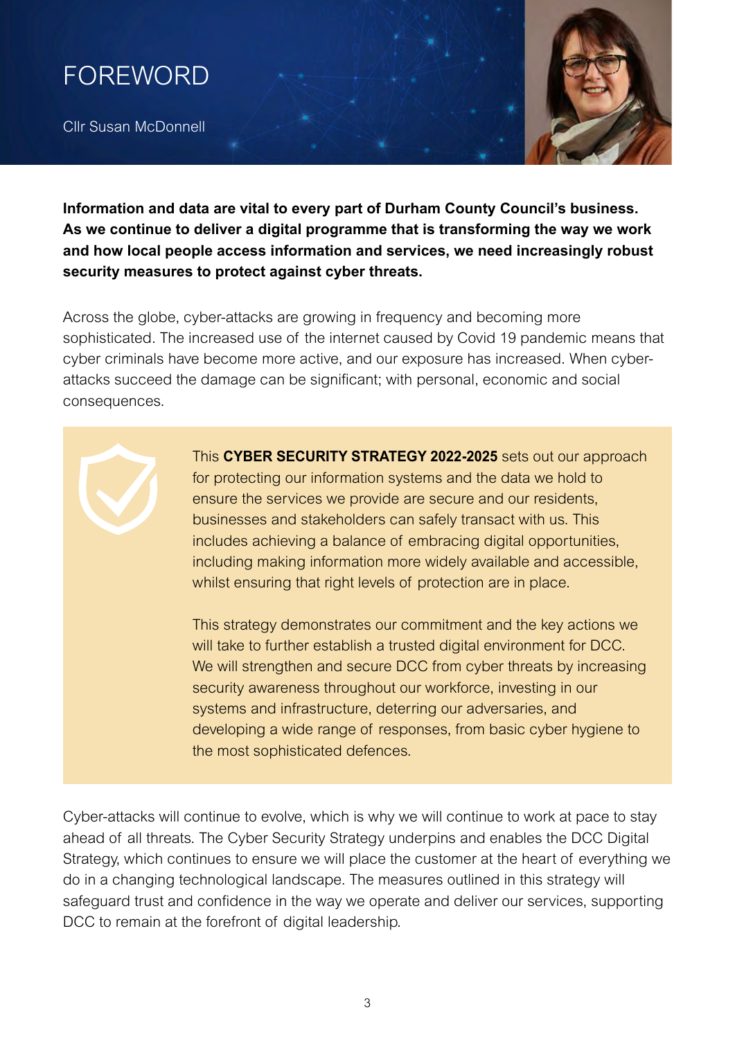# FOREWORD

Cllr Susan McDonnell

**Information and data are vital to every part of Durham County Council's business. As we continue to deliver a digital programme that is transforming the way we work and how local people access information and services, we need increasingly robust security measures to protect against cyber threats.**

Across the globe, cyber-attacks are growing in frequency and becoming more sophisticated. The increased use of the internet caused by Covid 19 pandemic means that cyber criminals have become more active, and our exposure has increased. When cyber-attacks succeed the damage can be significant; with personal, economic and social consequences.

This **CYBER SECURITY STRATEGY 2022-2025** sets out our approach for protecting our information systems and the data we hold to ensure the services we provide are secure and our residents, businesses and stakeholders can safely transact with us. This includes achieving a balance of embracing digital opportunities, including making information more widely available and accessible, whilst ensuring that right levels of protection are in place.

This strategy demonstrates our commitment and the key actions we will take to further establish a trusted digital environment for DCC. We will strengthen and secure DCC from cyber threats by increasing security awareness throughout our workforce, investing in our systems and infrastructure, deterring our adversaries, and developing a wide range of responses, from basic cyber hygiene to the most sophisticated defences.

Cyber-attacks will continue to evolve, which is why we will continue to work at pace to stay ahead of all threats. The Cyber Security Strategy underpins and enables the DCC Digital Strategy, which continues to ensure we will place the customer at the heart of everything we do in a changing technological landscape. The measures outlined in this strategy will safeguard trust and confidence in the way we operate and deliver our services, supporting DCC to remain at the forefront of digital leadership.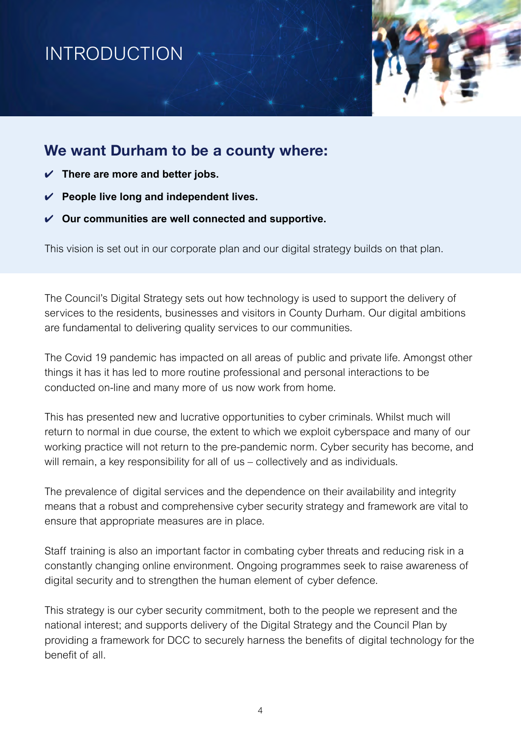# INTRODUCTION

## We want Durham to be a county where:

- ✔ **There are more and better jobs.**
- ✔ **People live long and independent lives.**
- ✔ **Our communities are well connected and supportive.**

This vision is set out in our corporate plan and our digital strategy builds on that plan.

The Council's Digital Strategy sets out how technology is used to support the delivery of services to the residents, businesses and visitors in County Durham. Our digital ambitions are fundamental to delivering quality services to our communities.

The Covid 19 pandemic has impacted on all areas of public and private life. Amongst other things it has it has led to more routine professional and personal interactions to be conducted on-line and many more of us now work from home.

This has presented new and lucrative opportunities to cyber criminals. Whilst much will return to normal in due course, the extent to which we exploit cyberspace and many of our working practice will not return to the pre-pandemic norm. Cyber security has become, and will remain, a key responsibility for all of us – collectively and as individuals.

The prevalence of digital services and the dependence on their availability and integrity means that a robust and comprehensive cyber security strategy and framework are vital to ensure that appropriate measures are in place.

Staff training is also an important factor in combating cyber threats and reducing risk in a constantly changing online environment. Ongoing programmes seek to raise awareness of digital security and to strengthen the human element of cyber defence.

This strategy is our cyber security commitment, both to the people we represent and the national interest; and supports delivery of the Digital Strategy and the Council Plan by providing a framework for DCC to securely harness the benefits of digital technology for the benefit of all.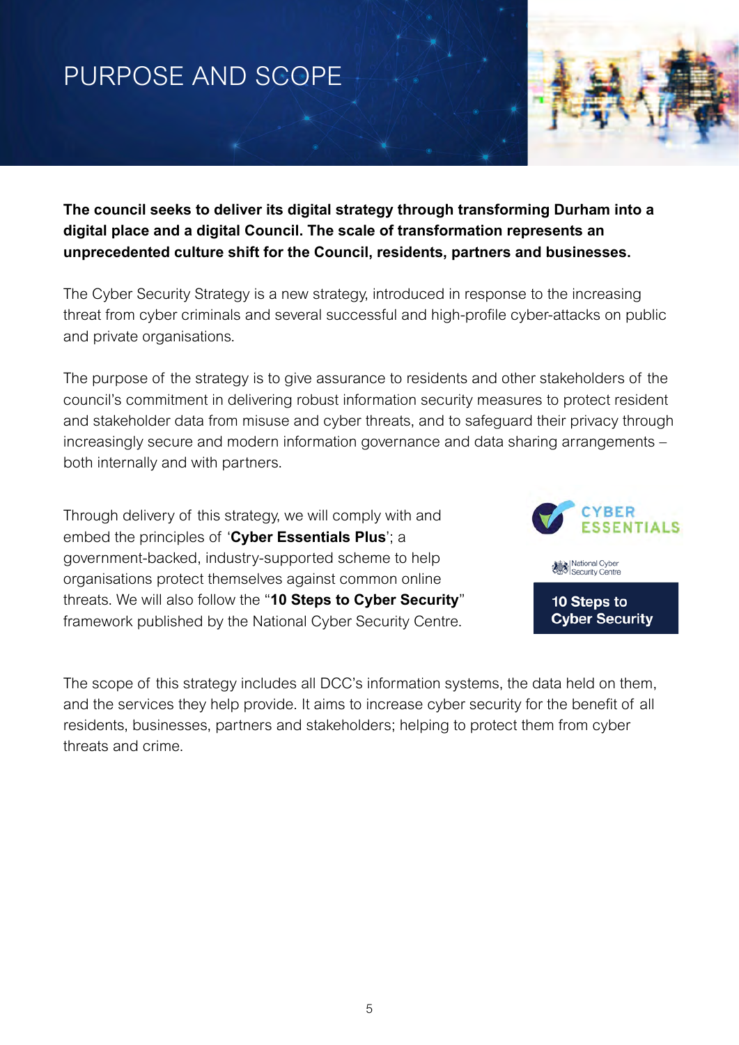# PURPOSE AND SCOPE

**The council seeks to deliver its digital strategy through transforming Durham into a digital place and a digital Council. The scale of transformation represents an unprecedented culture shift for the Council, residents, partners and businesses.**

The Cyber Security Strategy is a new strategy, introduced in response to the increasing threat from cyber criminals and several successful and high-profile cyber-attacks on public and private organisations.

The purpose of the strategy is to give assurance to residents and other stakeholders of the council's commitment in delivering robust information security measures to protect resident and stakeholder data from misuse and cyber threats, and to safeguard their privacy through increasingly secure and modern information governance and data sharing arrangements – both internally and with partners.

Through delivery of this strategy, we will comply with and embed the principles of '**Cyber Essentials Plus**'; a government-backed, industry-supported scheme to help organisations protect themselves against common online threats. We will also follow the "**10 Steps to Cyber Security**" framework published by the National Cyber Security Centre.

CYBER ESSENTIALS

National Cyber Security Centre

10 Steps to Cyber Security

The scope of this strategy includes all DCC's information systems, the data held on them, and the services they help provide. It aims to increase cyber security for the benefit of all residents, businesses, partners and stakeholders; helping to protect them from cyber threats and crime.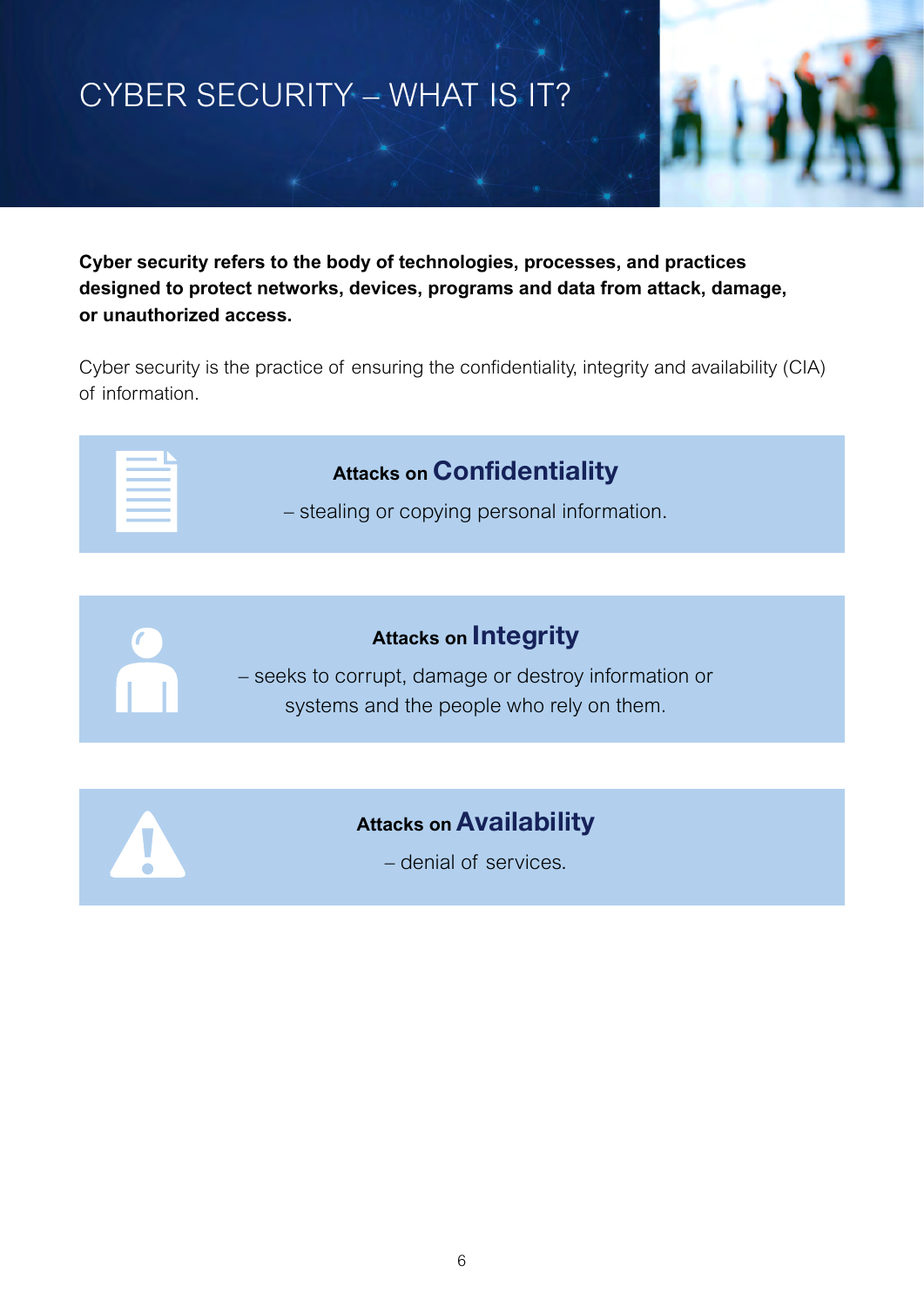# CYBER SECURITY – WHAT IS IT?

**Cyber security refers to the body of technologies, processes, and practices designed to protect networks, devices, programs and data from attack, damage, or unauthorized access.**

Cyber security is the practice of ensuring the confidentiality, integrity and availability (CIA) of information.

### Attacks on Confidentiality

– stealing or copying personal information.

### Attacks on Integrity

– seeks to corrupt, damage or destroy information or systems and the people who rely on them.

### Attacks on Availability

– denial of services.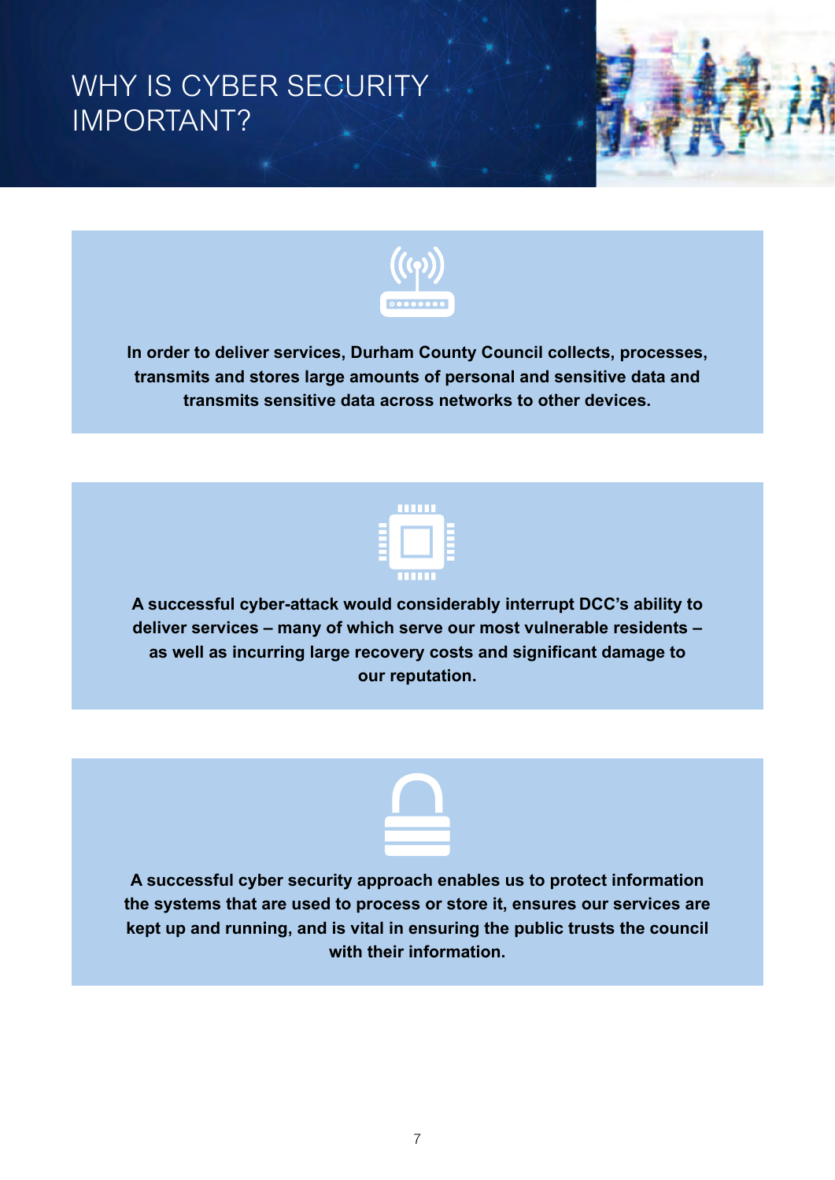# WHY IS CYBER SECURITY IMPORTANT?

**In order to deliver services, Durham County Council collects, processes, transmits and stores large amounts of personal and sensitive data and transmits sensitive data across networks to other devices.**

**A successful cyber-attack would considerably interrupt DCC's ability to deliver services – many of which serve our most vulnerable residents – as well as incurring large recovery costs and significant damage to our reputation.**

**A successful cyber security approach enables us to protect information the systems that are used to process or store it, ensures our services are kept up and running, and is vital in ensuring the public trusts the council with their information.**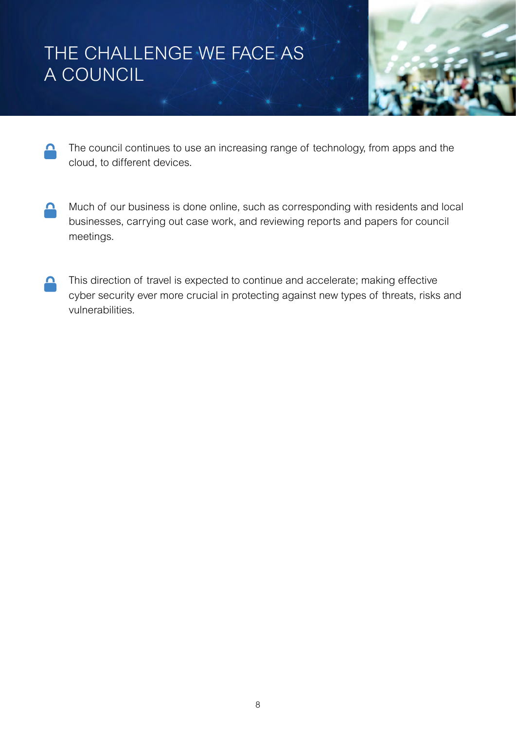# THE CHALLENGE WE FACE AS A COUNCIL

- The council continues to use an increasing range of technology, from apps and the cloud, to different devices.

- Much of our business is done online, such as corresponding with residents and local businesses, carrying out case work, and reviewing reports and papers for council meetings.

- This direction of travel is expected to continue and accelerate; making effective cyber security ever more crucial in protecting against new types of threats, risks and vulnerabilities.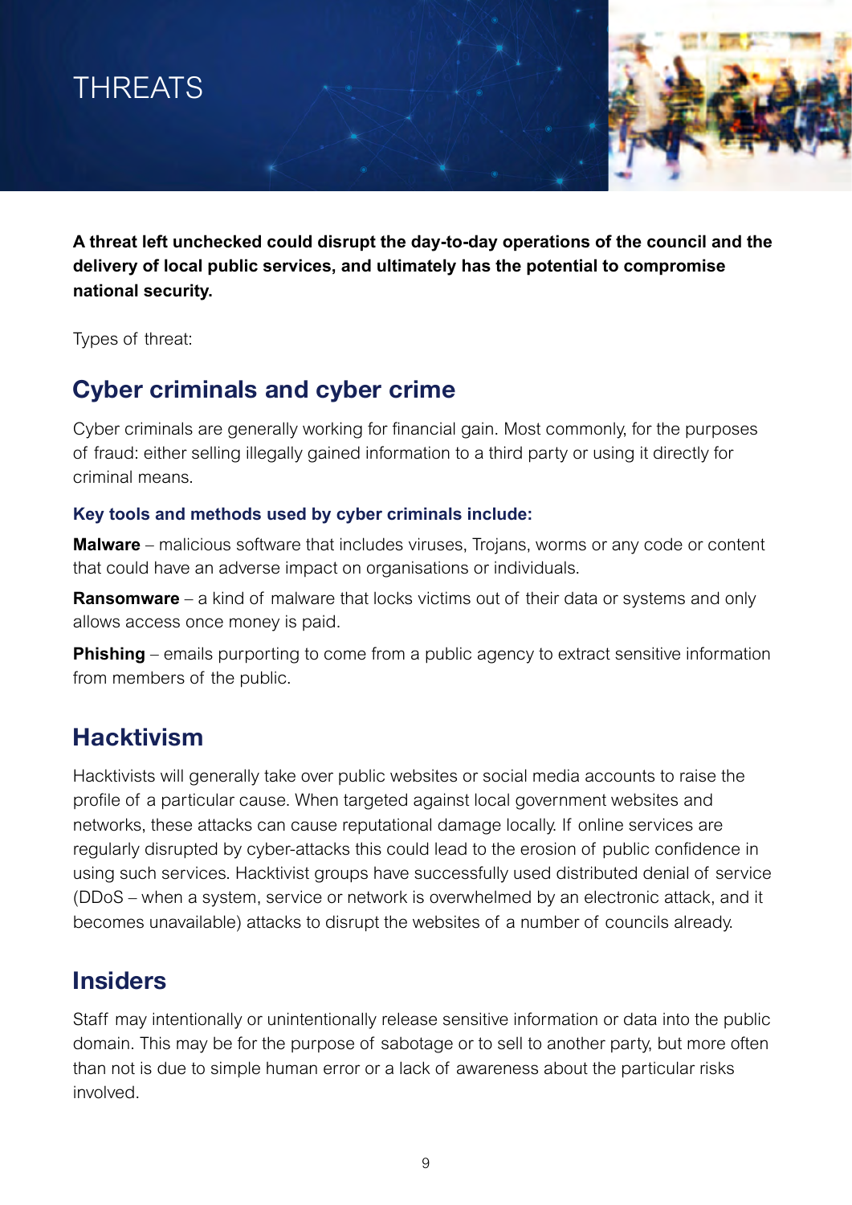# THREATS

**A threat left unchecked could disrupt the day-to-day operations of the council and the delivery of local public services, and ultimately has the potential to compromise national security.**

Types of threat:

## Cyber criminals and cyber crime

Cyber criminals are generally working for financial gain. Most commonly, for the purposes of fraud: either selling illegally gained information to a third party or using it directly for criminal means.

### Key tools and methods used by cyber criminals include:

**Malware** – malicious software that includes viruses, Trojans, worms or any code or content that could have an adverse impact on organisations or individuals.

**Ransomware** – a kind of malware that locks victims out of their data or systems and only allows access once money is paid.

**Phishing** – emails purporting to come from a public agency to extract sensitive information from members of the public.

## Hacktivism

Hacktivists will generally take over public websites or social media accounts to raise the profile of a particular cause. When targeted against local government websites and networks, these attacks can cause reputational damage locally. If online services are regularly disrupted by cyber-attacks this could lead to the erosion of public confidence in using such services. Hacktivist groups have successfully used distributed denial of service (DDoS – when a system, service or network is overwhelmed by an electronic attack, and it becomes unavailable) attacks to disrupt the websites of a number of councils already.

## Insiders

Staff may intentionally or unintentionally release sensitive information or data into the public domain. This may be for the purpose of sabotage or to sell to another party, but more often than not is due to simple human error or a lack of awareness about the particular risks involved.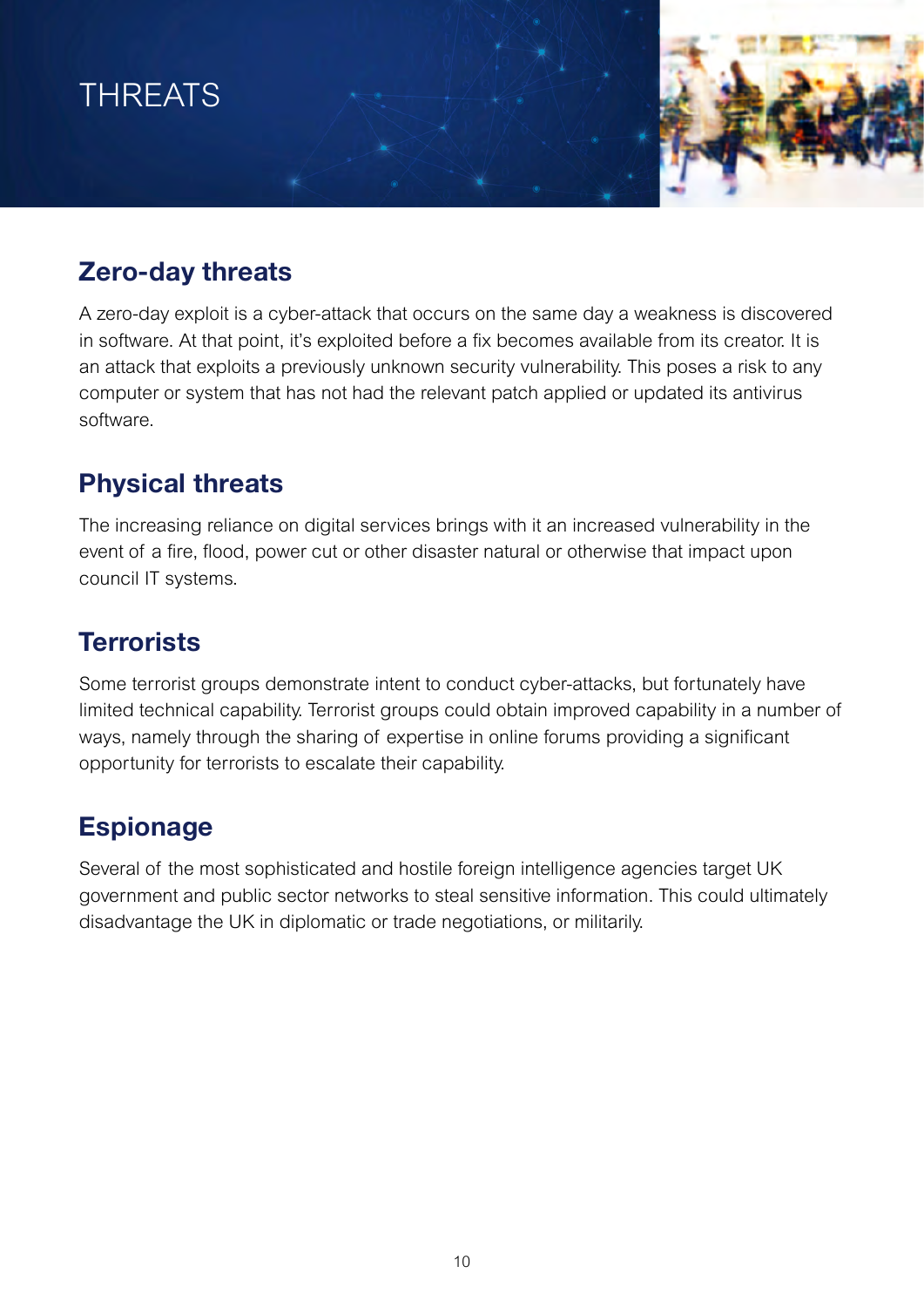# THREATS

## Zero-day threats

A zero-day exploit is a cyber-attack that occurs on the same day a weakness is discovered in software. At that point, it's exploited before a fix becomes available from its creator. It is an attack that exploits a previously unknown security vulnerability. This poses a risk to any computer or system that has not had the relevant patch applied or updated its antivirus software.

## Physical threats

The increasing reliance on digital services brings with it an increased vulnerability in the event of a fire, flood, power cut or other disaster natural or otherwise that impact upon council IT systems.

## Terrorists

Some terrorist groups demonstrate intent to conduct cyber-attacks, but fortunately have limited technical capability. Terrorist groups could obtain improved capability in a number of ways, namely through the sharing of expertise in online forums providing a significant opportunity for terrorists to escalate their capability.

## Espionage

Several of the most sophisticated and hostile foreign intelligence agencies target UK government and public sector networks to steal sensitive information. This could ultimately disadvantage the UK in diplomatic or trade negotiations, or militarily.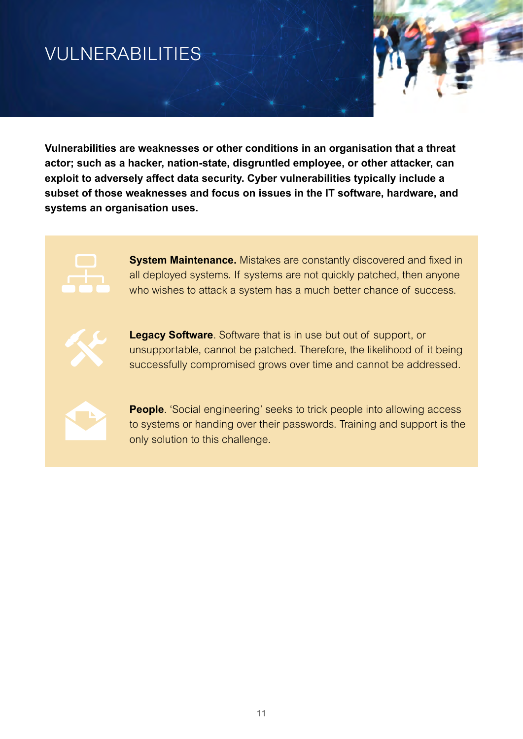# VULNERABILITIES

**Vulnerabilities are weaknesses or other conditions in an organisation that a threat actor; such as a hacker, nation-state, disgruntled employee, or other attacker, can exploit to adversely affect data security. Cyber vulnerabilities typically include a subset of those weaknesses and focus on issues in the IT software, hardware, and systems an organisation uses.**

**System Maintenance.** Mistakes are constantly discovered and fixed in all deployed systems. If systems are not quickly patched, then anyone who wishes to attack a system has a much better chance of success.

**Legacy Software**. Software that is in use but out of support, or unsupportable, cannot be patched. Therefore, the likelihood of it being successfully compromised grows over time and cannot be addressed.

**People**. 'Social engineering' seeks to trick people into allowing access to systems or handing over their passwords. Training and support is the only solution to this challenge.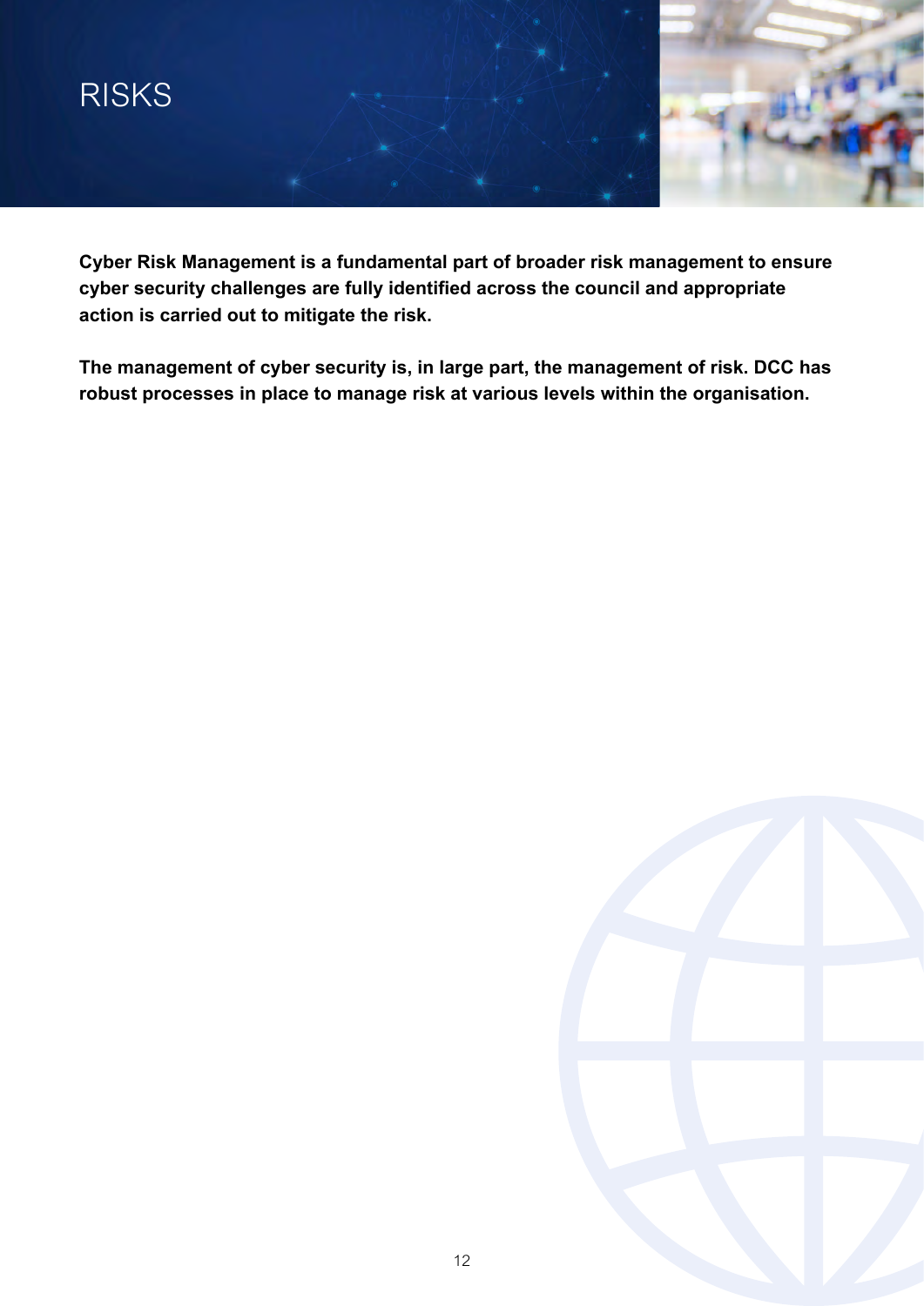# RISKS

**Cyber Risk Management is a fundamental part of broader risk management to ensure cyber security challenges are fully identified across the council and appropriate action is carried out to mitigate the risk.**

**The management of cyber security is, in large part, the management of risk. DCC has robust processes in place to manage risk at various levels within the organisation.**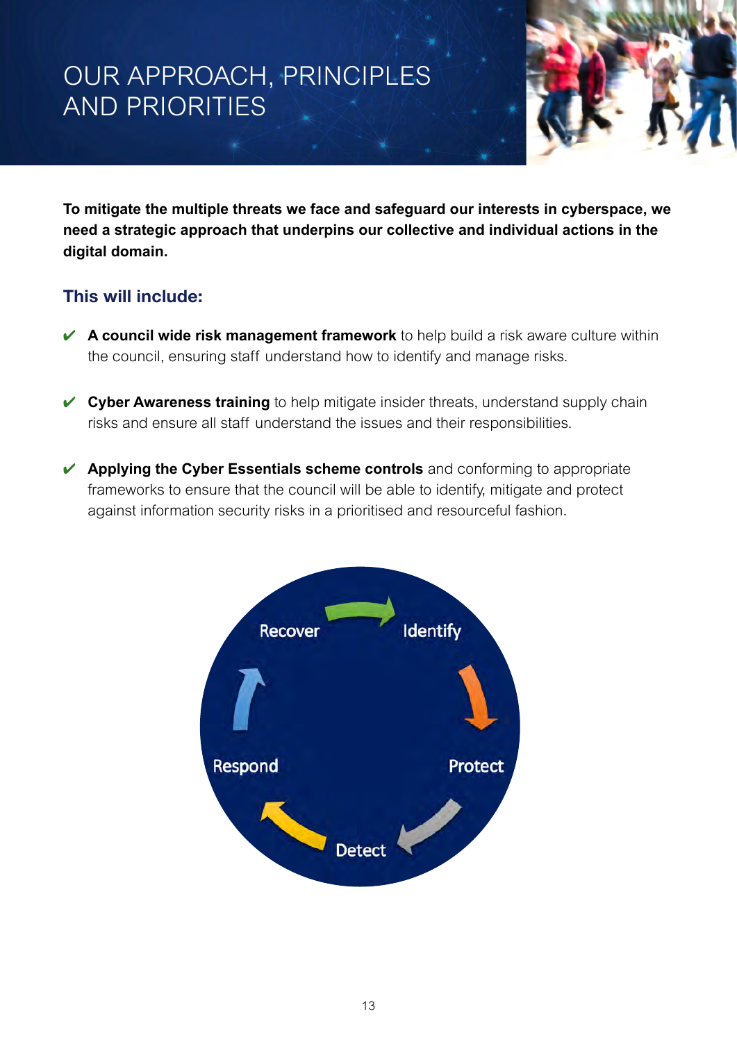# OUR APPROACH, PRINCIPLES AND PRIORITIES

**To mitigate the multiple threats we face and safeguard our interests in cyberspace, we need a strategic approach that underpins our collective and individual actions in the digital domain.**

## This will include:

- ✔ **A council wide risk management framework** to help build a risk aware culture within the council, ensuring staff understand how to identify and manage risks.
- ✔ **Cyber Awareness training** to help mitigate insider threats, understand supply chain risks and ensure all staff understand the issues and their responsibilities.
- ✔ **Applying the Cyber Essentials scheme controls** and conforming to appropriate frameworks to ensure that the council will be able to identify, mitigate and protect against information security risks in a prioritised and resourceful fashion.

Recover → Identify → Protect → Detect → Respond → Recover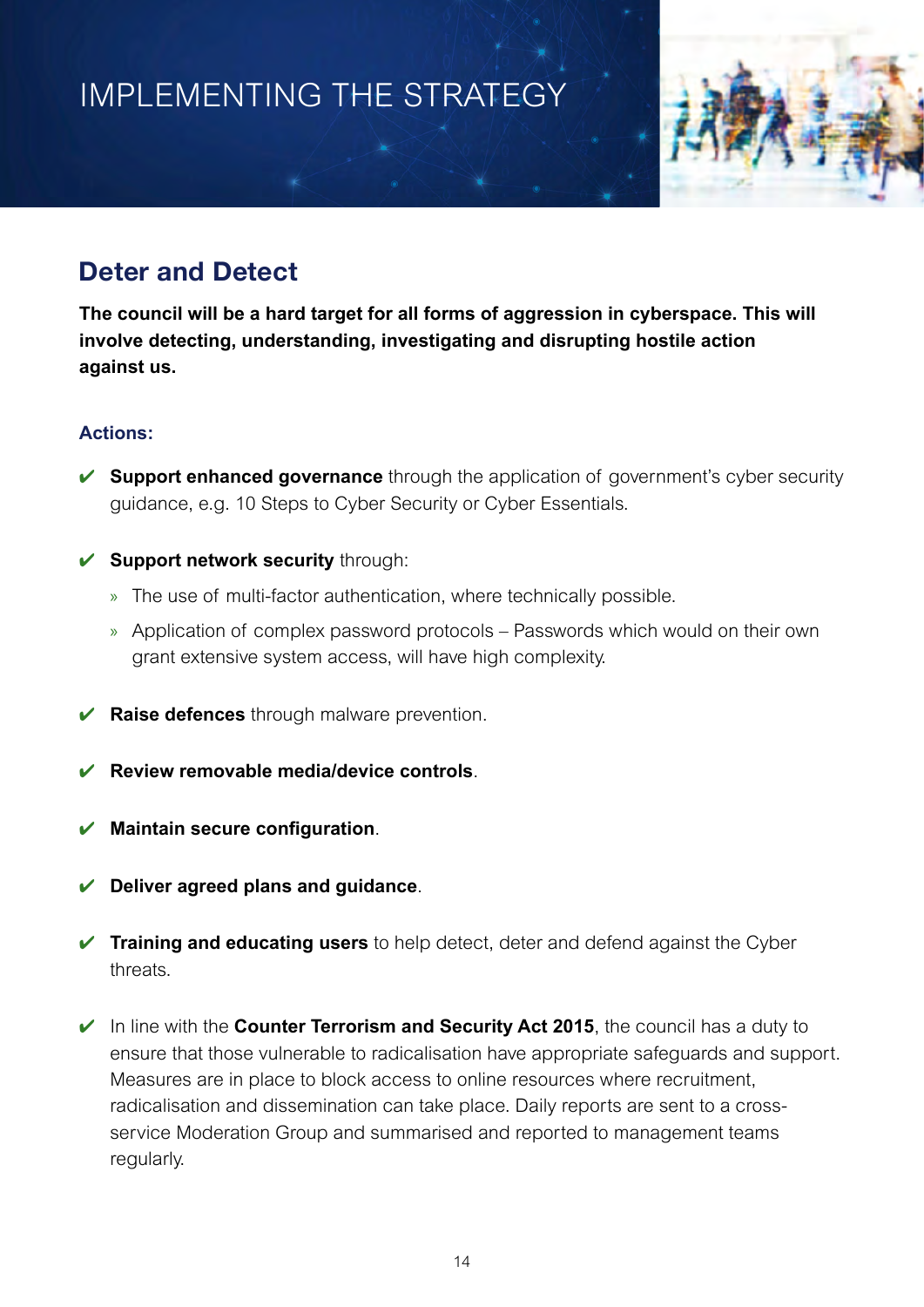# IMPLEMENTING THE STRATEGY

## Deter and Detect

**The council will be a hard target for all forms of aggression in cyberspace. This will involve detecting, understanding, investigating and disrupting hostile action against us.**

### Actions:

- ✔ **Support enhanced governance** through the application of government's cyber security guidance, e.g. 10 Steps to Cyber Security or Cyber Essentials.

- ✔ **Support network security** through:
  - » The use of multi-factor authentication, where technically possible.
  - » Application of complex password protocols – Passwords which would on their own grant extensive system access, will have high complexity.

- ✔ **Raise defences** through malware prevention.

- ✔ **Review removable media/device controls**.

- ✔ **Maintain secure configuration**.

- ✔ **Deliver agreed plans and guidance**.

- ✔ **Training and educating users** to help detect, deter and defend against the Cyber threats.

- ✔ In line with the **Counter Terrorism and Security Act 2015**, the council has a duty to ensure that those vulnerable to radicalisation have appropriate safeguards and support. Measures are in place to block access to online resources where recruitment, radicalisation and dissemination can take place. Daily reports are sent to a cross-service Moderation Group and summarised and reported to management teams regularly.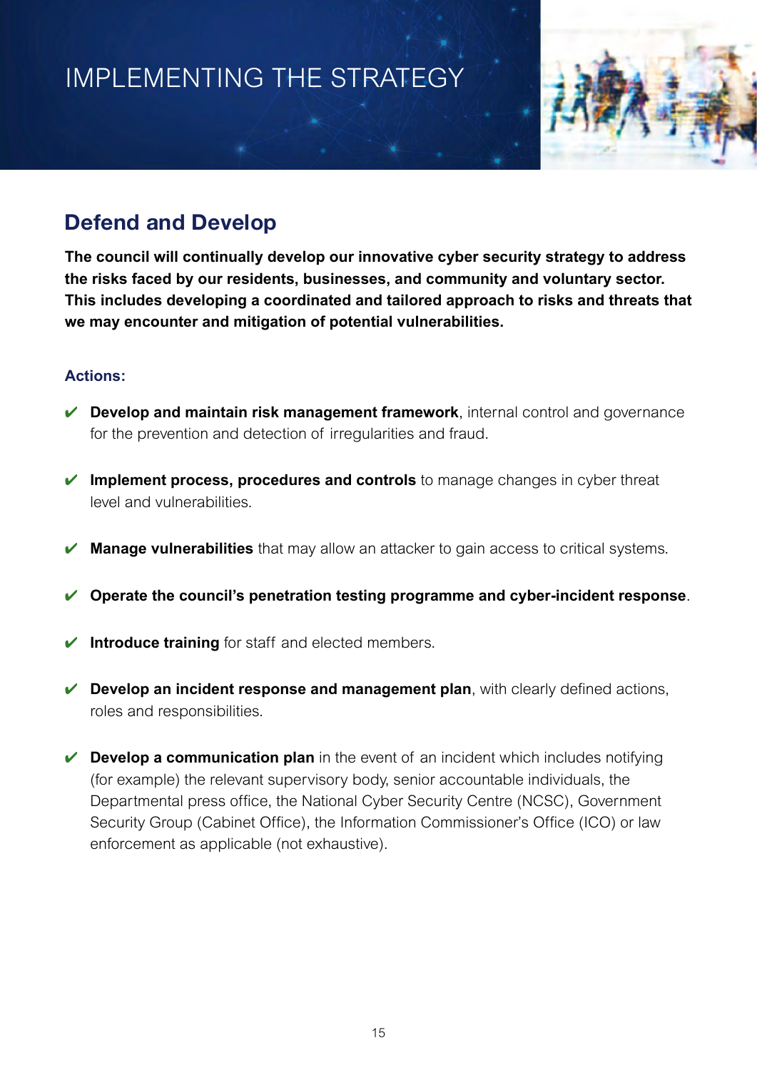# IMPLEMENTING THE STRATEGY

## Defend and Develop

**The council will continually develop our innovative cyber security strategy to address the risks faced by our residents, businesses, and community and voluntary sector. This includes developing a coordinated and tailored approach to risks and threats that we may encounter and mitigation of potential vulnerabilities.**

### Actions:

- ✔ **Develop and maintain risk management framework**, internal control and governance for the prevention and detection of irregularities and fraud.
- ✔ **Implement process, procedures and controls** to manage changes in cyber threat level and vulnerabilities.
- ✔ **Manage vulnerabilities** that may allow an attacker to gain access to critical systems.
- ✔ **Operate the council's penetration testing programme and cyber-incident response**.
- ✔ **Introduce training** for staff and elected members.
- ✔ **Develop an incident response and management plan**, with clearly defined actions, roles and responsibilities.
- ✔ **Develop a communication plan** in the event of an incident which includes notifying (for example) the relevant supervisory body, senior accountable individuals, the Departmental press office, the National Cyber Security Centre (NCSC), Government Security Group (Cabinet Office), the Information Commissioner's Office (ICO) or law enforcement as applicable (not exhaustive).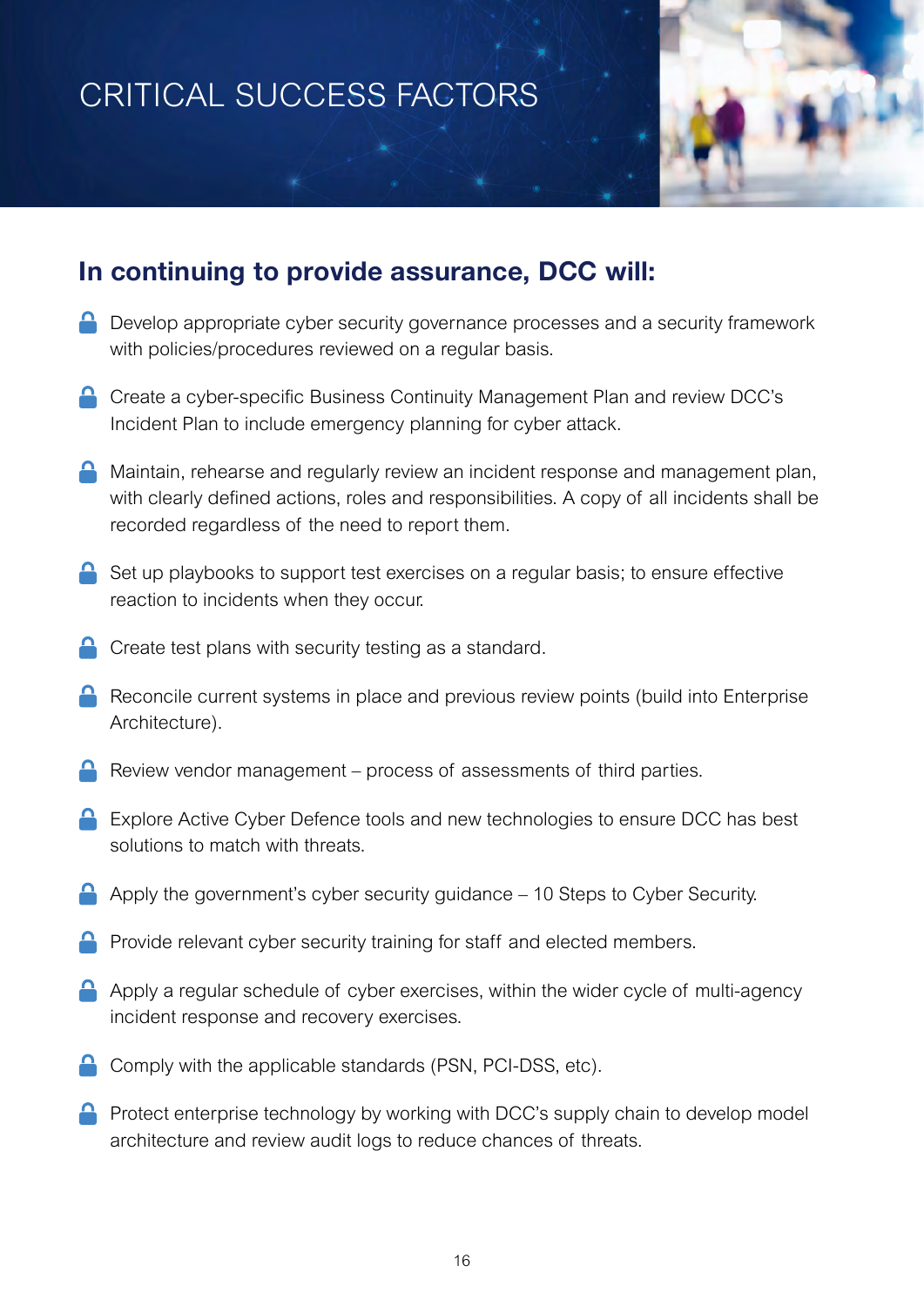# CRITICAL SUCCESS FACTORS

## In continuing to provide assurance, DCC will:

- Develop appropriate cyber security governance processes and a security framework with policies/procedures reviewed on a regular basis.
- Create a cyber-specific Business Continuity Management Plan and review DCC's Incident Plan to include emergency planning for cyber attack.
- Maintain, rehearse and regularly review an incident response and management plan, with clearly defined actions, roles and responsibilities. A copy of all incidents shall be recorded regardless of the need to report them.
- Set up playbooks to support test exercises on a regular basis; to ensure effective reaction to incidents when they occur.
- Create test plans with security testing as a standard.
- Reconcile current systems in place and previous review points (build into Enterprise Architecture).
- Review vendor management – process of assessments of third parties.
- Explore Active Cyber Defence tools and new technologies to ensure DCC has best solutions to match with threats.
- Apply the government's cyber security guidance – 10 Steps to Cyber Security.
- Provide relevant cyber security training for staff and elected members.
- Apply a regular schedule of cyber exercises, within the wider cycle of multi-agency incident response and recovery exercises.
- Comply with the applicable standards (PSN, PCI-DSS, etc).
- Protect enterprise technology by working with DCC's supply chain to develop model architecture and review audit logs to reduce chances of threats.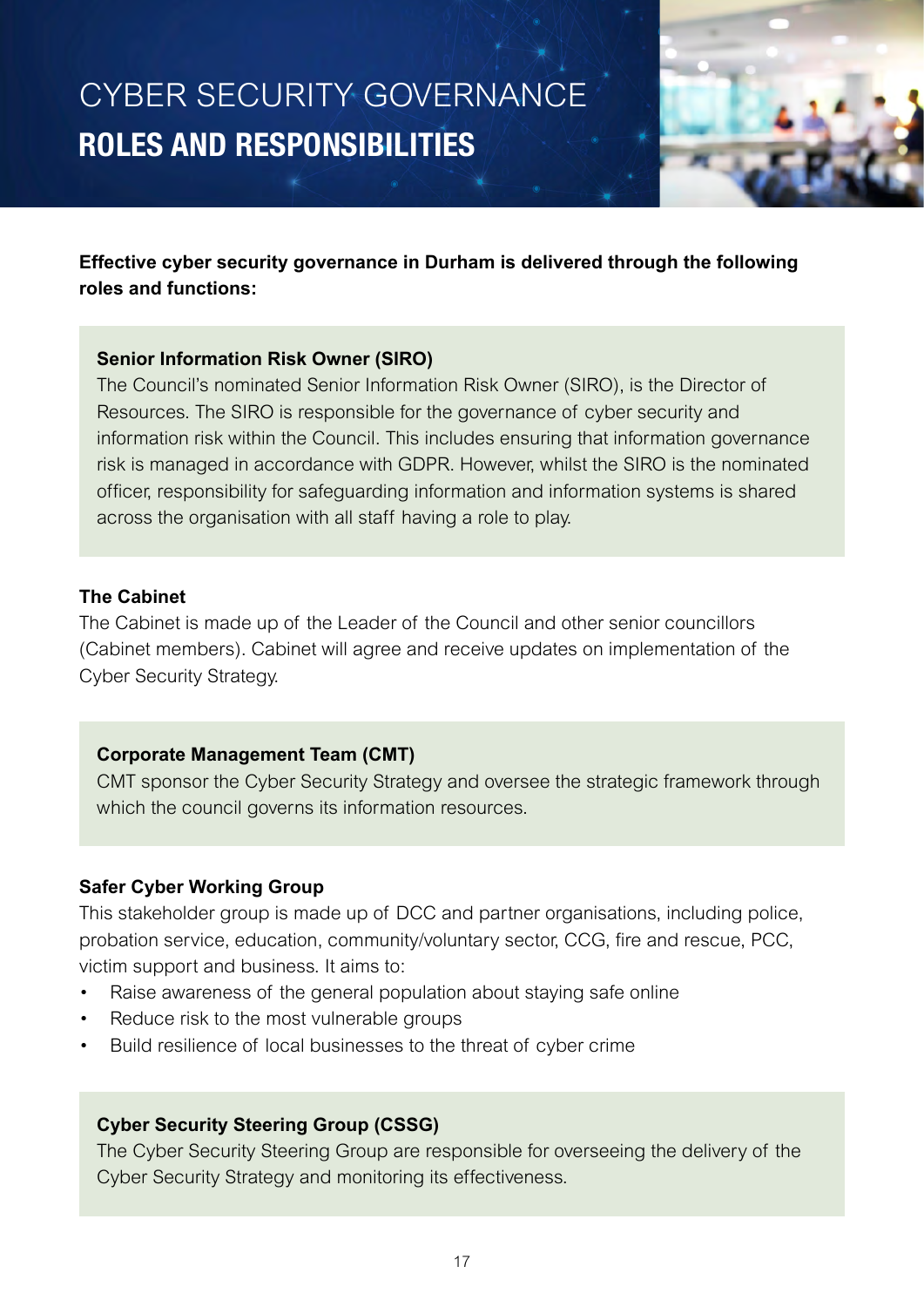# CYBER SECURITY GOVERNANCE
## ROLES AND RESPONSIBILITIES

**Effective cyber security governance in Durham is delivered through the following roles and functions:**

### Senior Information Risk Owner (SIRO)

The Council's nominated Senior Information Risk Owner (SIRO), is the Director of Resources. The SIRO is responsible for the governance of cyber security and information risk within the Council. This includes ensuring that information governance risk is managed in accordance with GDPR. However, whilst the SIRO is the nominated officer, responsibility for safeguarding information and information systems is shared across the organisation with all staff having a role to play.

### The Cabinet

The Cabinet is made up of the Leader of the Council and other senior councillors (Cabinet members). Cabinet will agree and receive updates on implementation of the Cyber Security Strategy.

### Corporate Management Team (CMT)

CMT sponsor the Cyber Security Strategy and oversee the strategic framework through which the council governs its information resources.

### Safer Cyber Working Group

This stakeholder group is made up of DCC and partner organisations, including police, probation service, education, community/voluntary sector, CCG, fire and rescue, PCC, victim support and business. It aims to:

- Raise awareness of the general population about staying safe online
- Reduce risk to the most vulnerable groups
- Build resilience of local businesses to the threat of cyber crime

### Cyber Security Steering Group (CSSG)

The Cyber Security Steering Group are responsible for overseeing the delivery of the Cyber Security Strategy and monitoring its effectiveness.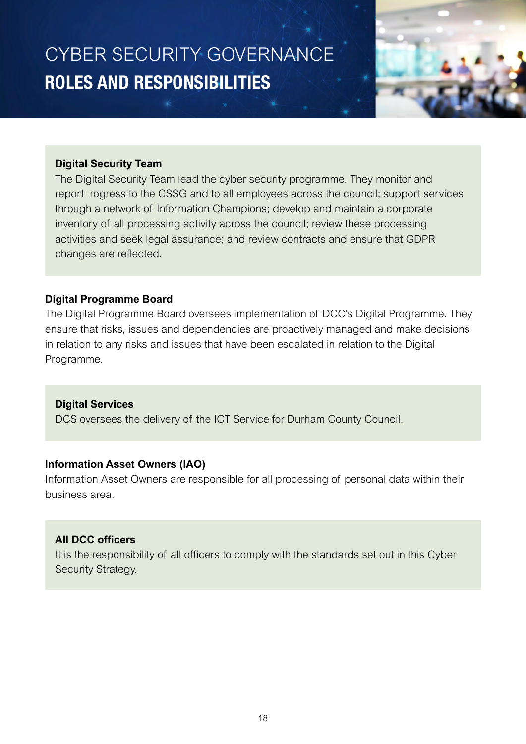# CYBER SECURITY GOVERNANCE

## ROLES AND RESPONSIBILITIES

**Digital Security Team**

The Digital Security Team lead the cyber security programme. They monitor and report rogress to the CSSG and to all employees across the council; support services through a network of Information Champions; develop and maintain a corporate inventory of all processing activity across the council; review these processing activities and seek legal assurance; and review contracts and ensure that GDPR changes are reflected.

**Digital Programme Board**

The Digital Programme Board oversees implementation of DCC's Digital Programme. They ensure that risks, issues and dependencies are proactively managed and make decisions in relation to any risks and issues that have been escalated in relation to the Digital Programme.

**Digital Services**

DCS oversees the delivery of the ICT Service for Durham County Council.

**Information Asset Owners (IAO)**

Information Asset Owners are responsible for all processing of personal data within their business area.

**All DCC officers**

It is the responsibility of all officers to comply with the standards set out in this Cyber Security Strategy.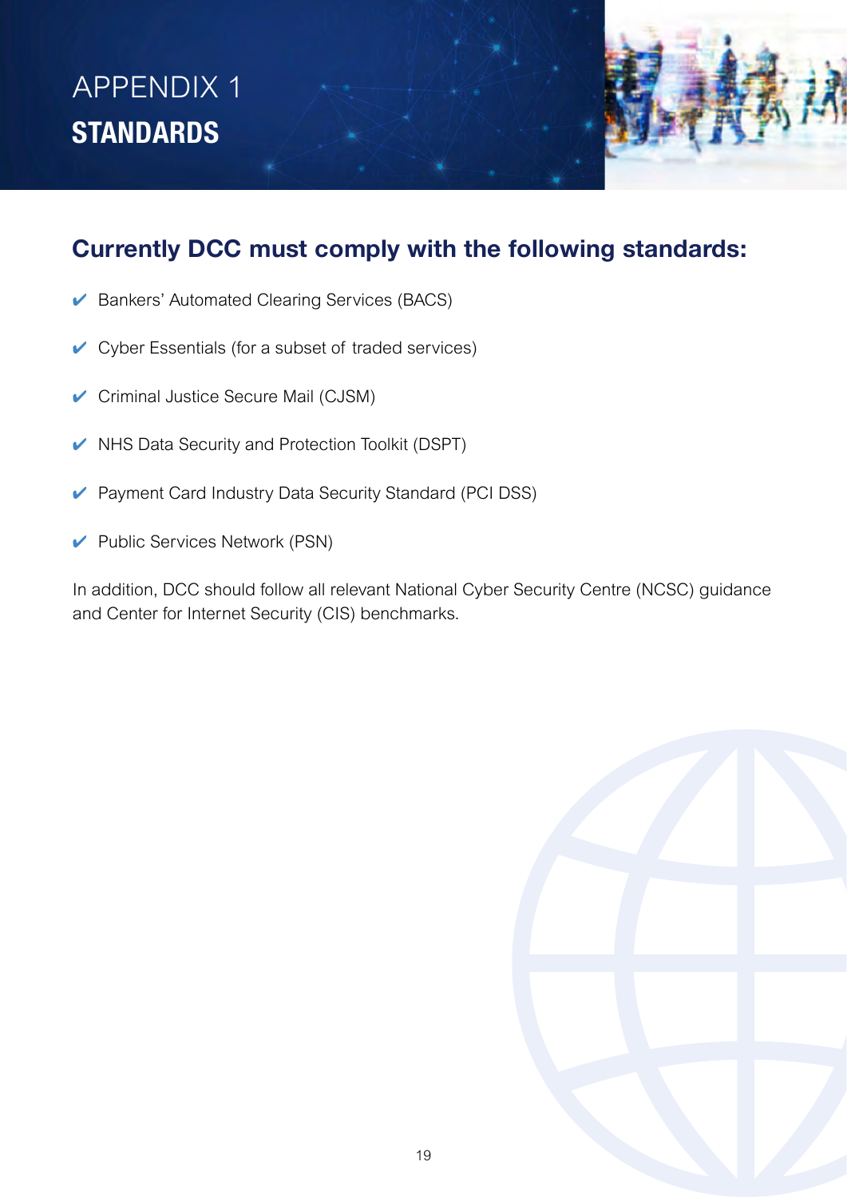# APPENDIX 1
# STANDARDS

## Currently DCC must comply with the following standards:

- ✔ Bankers' Automated Clearing Services (BACS)
- ✔ Cyber Essentials (for a subset of traded services)
- ✔ Criminal Justice Secure Mail (CJSM)
- ✔ NHS Data Security and Protection Toolkit (DSPT)
- ✔ Payment Card Industry Data Security Standard (PCI DSS)
- ✔ Public Services Network (PSN)

In addition, DCC should follow all relevant National Cyber Security Centre (NCSC) guidance and Center for Internet Security (CIS) benchmarks.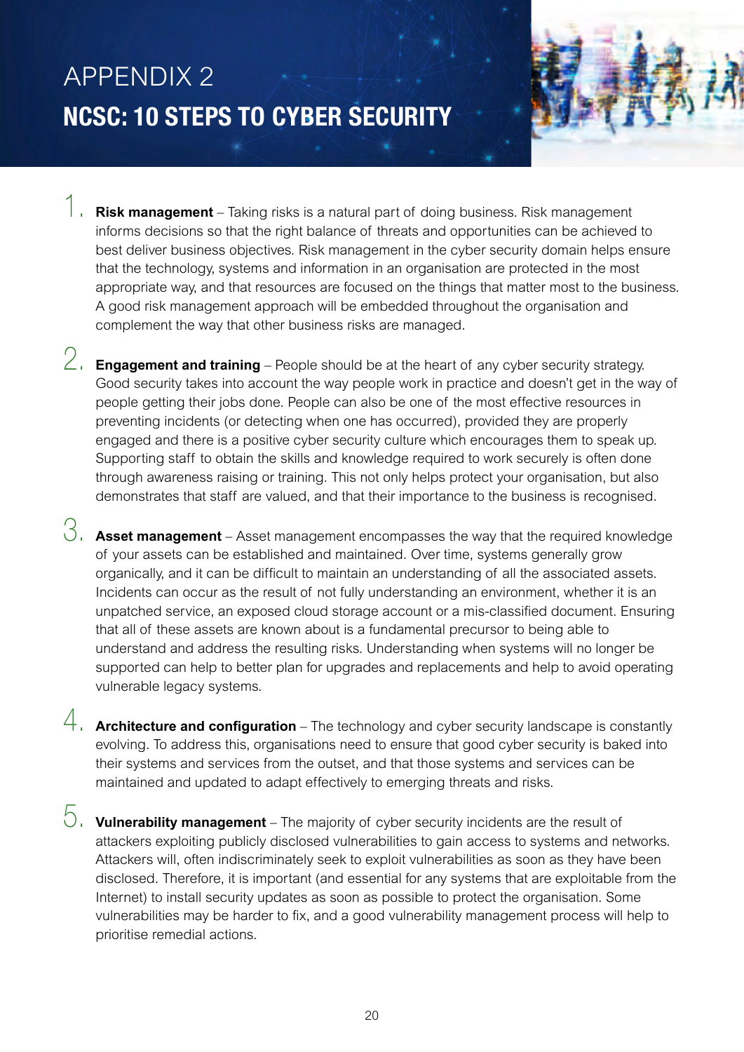# APPENDIX 2

## NCSC: 10 STEPS TO CYBER SECURITY

1. **Risk management** – Taking risks is a natural part of doing business. Risk management informs decisions so that the right balance of threats and opportunities can be achieved to best deliver business objectives. Risk management in the cyber security domain helps ensure that the technology, systems and information in an organisation are protected in the most appropriate way, and that resources are focused on the things that matter most to the business. A good risk management approach will be embedded throughout the organisation and complement the way that other business risks are managed.

2. **Engagement and training** – People should be at the heart of any cyber security strategy. Good security takes into account the way people work in practice and doesn't get in the way of people getting their jobs done. People can also be one of the most effective resources in preventing incidents (or detecting when one has occurred), provided they are properly engaged and there is a positive cyber security culture which encourages them to speak up. Supporting staff to obtain the skills and knowledge required to work securely is often done through awareness raising or training. This not only helps protect your organisation, but also demonstrates that staff are valued, and that their importance to the business is recognised.

3. **Asset management** – Asset management encompasses the way that the required knowledge of your assets can be established and maintained. Over time, systems generally grow organically, and it can be difficult to maintain an understanding of all the associated assets. Incidents can occur as the result of not fully understanding an environment, whether it is an unpatched service, an exposed cloud storage account or a mis-classified document. Ensuring that all of these assets are known about is a fundamental precursor to being able to understand and address the resulting risks. Understanding when systems will no longer be supported can help to better plan for upgrades and replacements and help to avoid operating vulnerable legacy systems.

4. **Architecture and configuration** – The technology and cyber security landscape is constantly evolving. To address this, organisations need to ensure that good cyber security is baked into their systems and services from the outset, and that those systems and services can be maintained and updated to adapt effectively to emerging threats and risks.

5. **Vulnerability management** – The majority of cyber security incidents are the result of attackers exploiting publicly disclosed vulnerabilities to gain access to systems and networks. Attackers will, often indiscriminately seek to exploit vulnerabilities as soon as they have been disclosed. Therefore, it is important (and essential for any systems that are exploitable from the Internet) to install security updates as soon as possible to protect the organisation. Some vulnerabilities may be harder to fix, and a good vulnerability management process will help to prioritise remedial actions.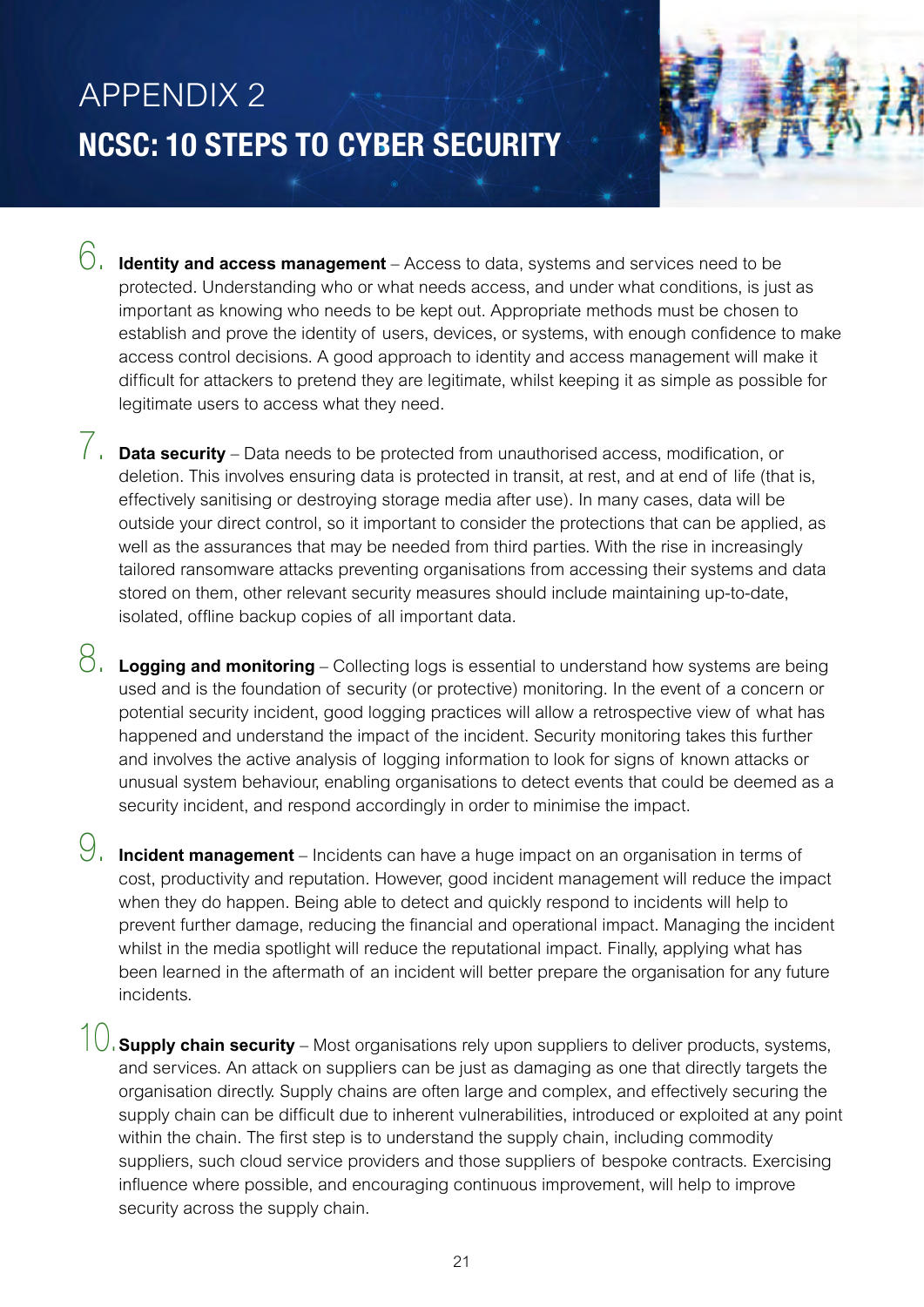# APPENDIX 2

## NCSC: 10 STEPS TO CYBER SECURITY

6. **Identity and access management** – Access to data, systems and services need to be protected. Understanding who or what needs access, and under what conditions, is just as important as knowing who needs to be kept out. Appropriate methods must be chosen to establish and prove the identity of users, devices, or systems, with enough confidence to make access control decisions. A good approach to identity and access management will make it difficult for attackers to pretend they are legitimate, whilst keeping it as simple as possible for legitimate users to access what they need.

7. **Data security** – Data needs to be protected from unauthorised access, modification, or deletion. This involves ensuring data is protected in transit, at rest, and at end of life (that is, effectively sanitising or destroying storage media after use). In many cases, data will be outside your direct control, so it important to consider the protections that can be applied, as well as the assurances that may be needed from third parties. With the rise in increasingly tailored ransomware attacks preventing organisations from accessing their systems and data stored on them, other relevant security measures should include maintaining up-to-date, isolated, offline backup copies of all important data.

8. **Logging and monitoring** – Collecting logs is essential to understand how systems are being used and is the foundation of security (or protective) monitoring. In the event of a concern or potential security incident, good logging practices will allow a retrospective view of what has happened and understand the impact of the incident. Security monitoring takes this further and involves the active analysis of logging information to look for signs of known attacks or unusual system behaviour, enabling organisations to detect events that could be deemed as a security incident, and respond accordingly in order to minimise the impact.

9. **Incident management** – Incidents can have a huge impact on an organisation in terms of cost, productivity and reputation. However, good incident management will reduce the impact when they do happen. Being able to detect and quickly respond to incidents will help to prevent further damage, reducing the financial and operational impact. Managing the incident whilst in the media spotlight will reduce the reputational impact. Finally, applying what has been learned in the aftermath of an incident will better prepare the organisation for any future incidents.

10. **Supply chain security** – Most organisations rely upon suppliers to deliver products, systems, and services. An attack on suppliers can be just as damaging as one that directly targets the organisation directly. Supply chains are often large and complex, and effectively securing the supply chain can be difficult due to inherent vulnerabilities, introduced or exploited at any point within the chain. The first step is to understand the supply chain, including commodity suppliers, such cloud service providers and those suppliers of bespoke contracts. Exercising influence where possible, and encouraging continuous improvement, will help to improve security across the supply chain.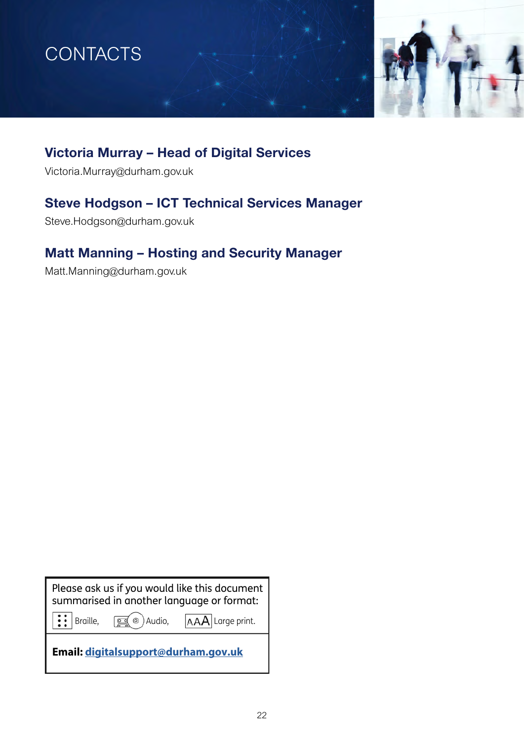# CONTACTS

### Victoria Murray – Head of Digital Services

Victoria.Murray@durham.gov.uk

### Steve Hodgson – ICT Technical Services Manager

Steve.Hodgson@durham.gov.uk

### Matt Manning – Hosting and Security Manager

Matt.Manning@durham.gov.uk

Please ask us if you would like this document summarised in another language or format:

Braille, Audio, Large print.

**Email:** digitalsupport@durham.gov.uk